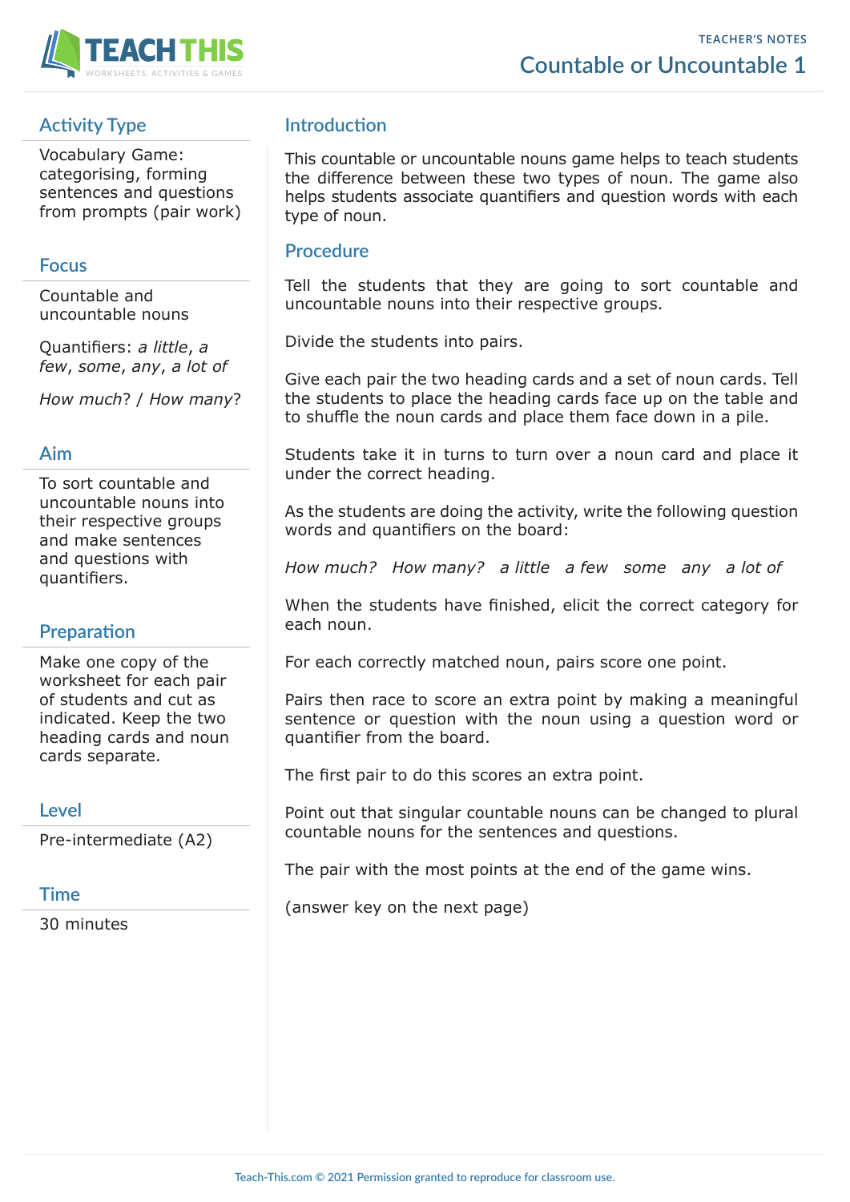TEACHER'S NOTES

# Countable or Uncountable 1

## Activity Type

Vocabulary Game: categorising, forming sentences and questions from prompts (pair work)

## Focus

Countable and uncountable nouns

Quantifiers: *a little*, *a few*, *some*, *any*, *a lot of*

*How much*? / *How many*?

## Aim

To sort countable and uncountable nouns into their respective groups and make sentences and questions with quantifiers.

## Preparation

Make one copy of the worksheet for each pair of students and cut as indicated. Keep the two heading cards and noun cards separate.

## Level

Pre-intermediate (A2)

## Time

30 minutes

## Introduction

This countable or uncountable nouns game helps to teach students the difference between these two types of noun. The game also helps students associate quantifiers and question words with each type of noun.

## Procedure

Tell the students that they are going to sort countable and uncountable nouns into their respective groups.

Divide the students into pairs.

Give each pair the two heading cards and a set of noun cards. Tell the students to place the heading cards face up on the table and to shuffle the noun cards and place them face down in a pile.

Students take it in turns to turn over a noun card and place it under the correct heading.

As the students are doing the activity, write the following question words and quantifiers on the board:

*How much?*   *How many?*   *a little*   *a few*   *some*   *any*   *a lot of*

When the students have finished, elicit the correct category for each noun.

For each correctly matched noun, pairs score one point.

Pairs then race to score an extra point by making a meaningful sentence or question with the noun using a question word or quantifier from the board.

The first pair to do this scores an extra point.

Point out that singular countable nouns can be changed to plural countable nouns for the sentences and questions.

The pair with the most points at the end of the game wins.

(answer key on the next page)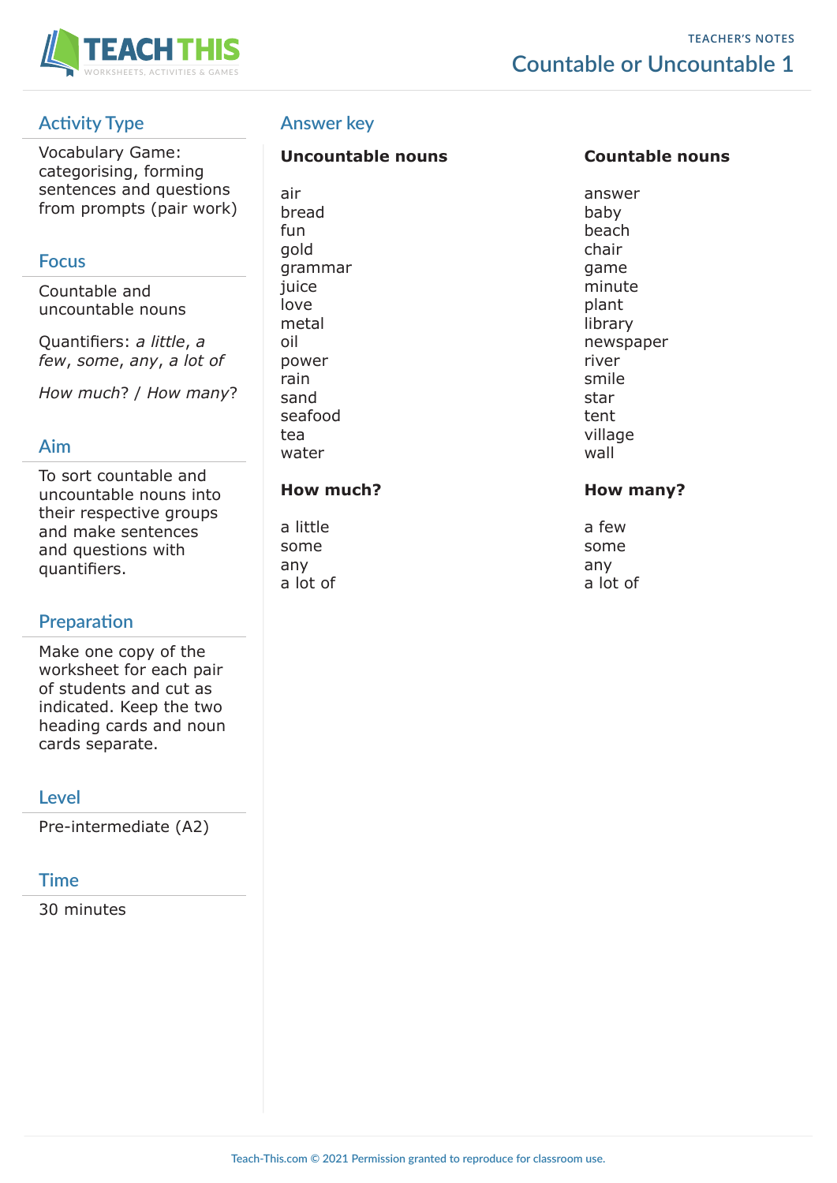TEACHER'S NOTES

# Countable or Uncountable 1

## Activity Type

Vocabulary Game: categorising, forming sentences and questions from prompts (pair work)

## Focus

Countable and uncountable nouns

Quantifiers: *a little*, *a few*, *some*, *any*, *a lot of*

*How much*? / *How many*?

## Aim

To sort countable and uncountable nouns into their respective groups and make sentences and questions with quantifiers.

## Preparation

Make one copy of the worksheet for each pair of students and cut as indicated. Keep the two heading cards and noun cards separate.

## Level

Pre-intermediate (A2)

## Time

30 minutes

## Answer key

| **Uncountable nouns** | **Countable nouns** |
| --- | --- |
| air | answer |
| bread | baby |
| fun | beach |
| gold | chair |
| grammar | game |
| juice | minute |
| love | plant |
| metal | library |
| oil | newspaper |
| power | river |
| rain | smile |
| sand | star |
| seafood | tent |
| tea | village |
| water | wall |

| **How much?** | **How many?** |
| --- | --- |
| a little | a few |
| some | some |
| any | any |
| a lot of | a lot of |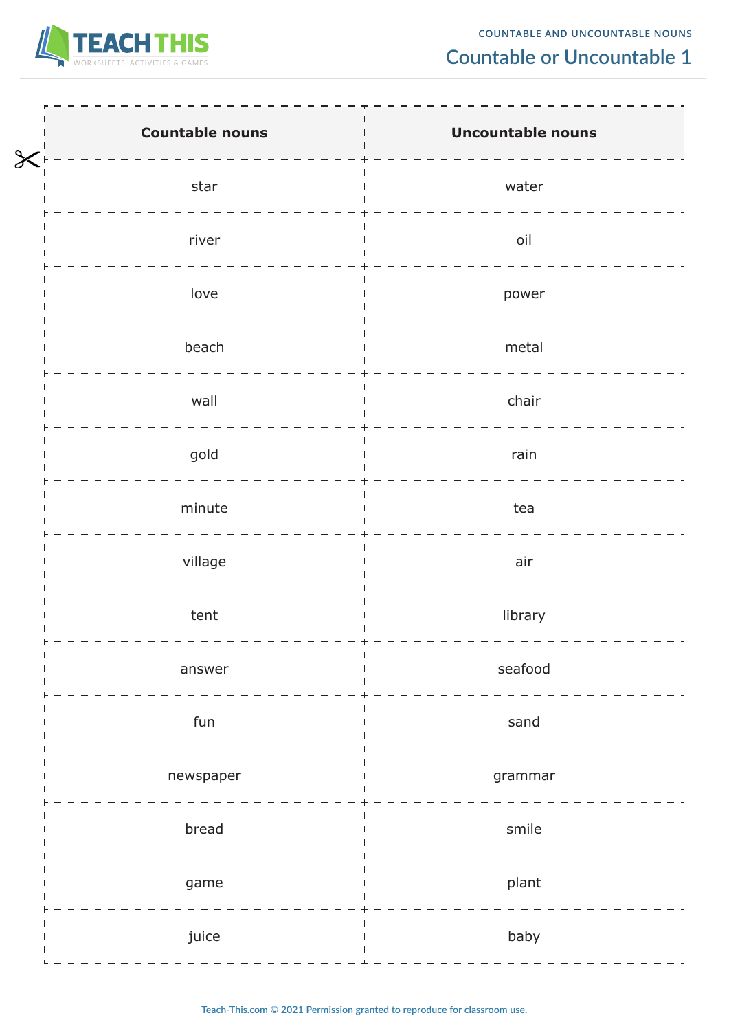COUNTABLE AND UNCOUNTABLE NOUNS

# Countable or Uncountable 1

| Countable nouns | Uncountable nouns |
| --- | --- |
| star | water |
| river | oil |
| love | power |
| beach | metal |
| wall | chair |
| gold | rain |
| minute | tea |
| village | air |
| tent | library |
| answer | seafood |
| fun | sand |
| newspaper | grammar |
| bread | smile |
| game | plant |
| juice | baby |

Teach-This.com © 2021 Permission granted to reproduce for classroom use.